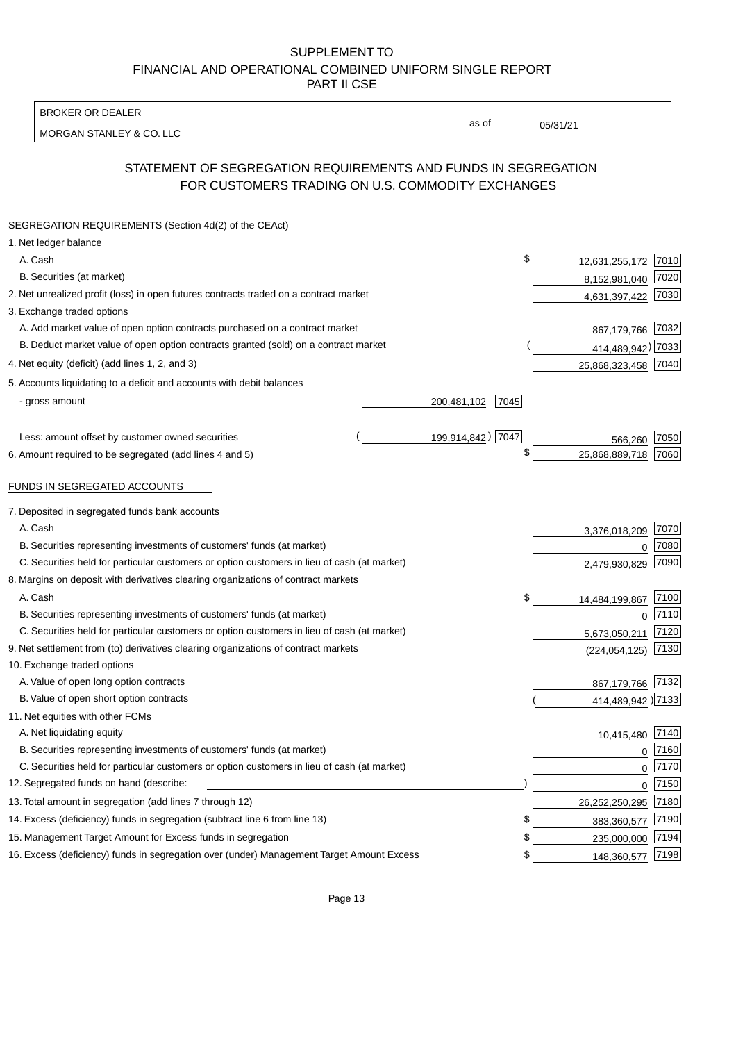SUPPLEMENT TO
FINANCIAL AND OPERATIONAL COMBINED UNIFORM SINGLE REPORT
PART II CSE

BROKER OR DEALER

MORGAN STANLEY & CO. LLC

as of 05/31/21

## STATEMENT OF SEGREGATION REQUIREMENTS AND FUNDS IN SEGREGATION FOR CUSTOMERS TRADING ON U.S. COMMODITY EXCHANGES

SEGREGATION REQUIREMENTS (Section 4d(2) of the CEAct)

| | | | | |
|---|---|---|---|---|
| 1. Net ledger balance | | | | |
| A. Cash | | | $ 12,631,255,172 | 7010 |
| B. Securities (at market) | | | 8,152,981,040 | 7020 |
| 2. Net unrealized profit (loss) in open futures contracts traded on a contract market | | | 4,631,397,422 | 7030 |
| 3. Exchange traded options | | | | |
| A. Add market value of open option contracts purchased on a contract market | | | 867,179,766 | 7032 |
| B. Deduct market value of open option contracts granted (sold) on a contract market | | | ( 414,489,942) | 7033 |
| 4. Net equity (deficit) (add lines 1, 2, and 3) | | | 25,868,323,458 | 7040 |
| 5. Accounts liquidating to a deficit and accounts with debit balances | | | | |
| - gross amount | 200,481,102 | 7045 | | |
| Less: amount offset by customer owned securities | ( 199,914,842) | 7047 | 566,260 | 7050 |
| 6. Amount required to be segregated (add lines 4 and 5) | | | $ 25,868,889,718 | 7060 |

FUNDS IN SEGREGATED ACCOUNTS

| | | |
|---|---|---|
| 7. Deposited in segregated funds bank accounts | | |
| A. Cash | 3,376,018,209 | 7070 |
| B. Securities representing investments of customers' funds (at market) | 0 | 7080 |
| C. Securities held for particular customers or option customers in lieu of cash (at market) | 2,479,930,829 | 7090 |
| 8. Margins on deposit with derivatives clearing organizations of contract markets | | |
| A. Cash | $ 14,484,199,867 | 7100 |
| B. Securities representing investments of customers' funds (at market) | 0 | 7110 |
| C. Securities held for particular customers or option customers in lieu of cash (at market) | 5,673,050,211 | 7120 |
| 9. Net settlement from (to) derivatives clearing organizations of contract markets | (224,054,125) | 7130 |
| 10. Exchange traded options | | |
| A. Value of open long option contracts | 867,179,766 | 7132 |
| B. Value of open short option contracts | ( 414,489,942 ) | 7133 |
| 11. Net equities with other FCMs | | |
| A. Net liquidating equity | 10,415,480 | 7140 |
| B. Securities representing investments of customers' funds (at market) | 0 | 7160 |
| C. Securities held for particular customers or option customers in lieu of cash (at market) | 0 | 7170 |
| 12. Segregated funds on hand (describe: ) | 0 | 7150 |
| 13. Total amount in segregation (add lines 7 through 12) | 26,252,250,295 | 7180 |
| 14. Excess (deficiency) funds in segregation (subtract line 6 from line 13) | $ 383,360,577 | 7190 |
| 15. Management Target Amount for Excess funds in segregation | $ 235,000,000 | 7194 |
| 16. Excess (deficiency) funds in segregation over (under) Management Target Amount Excess | $ 148,360,577 | 7198 |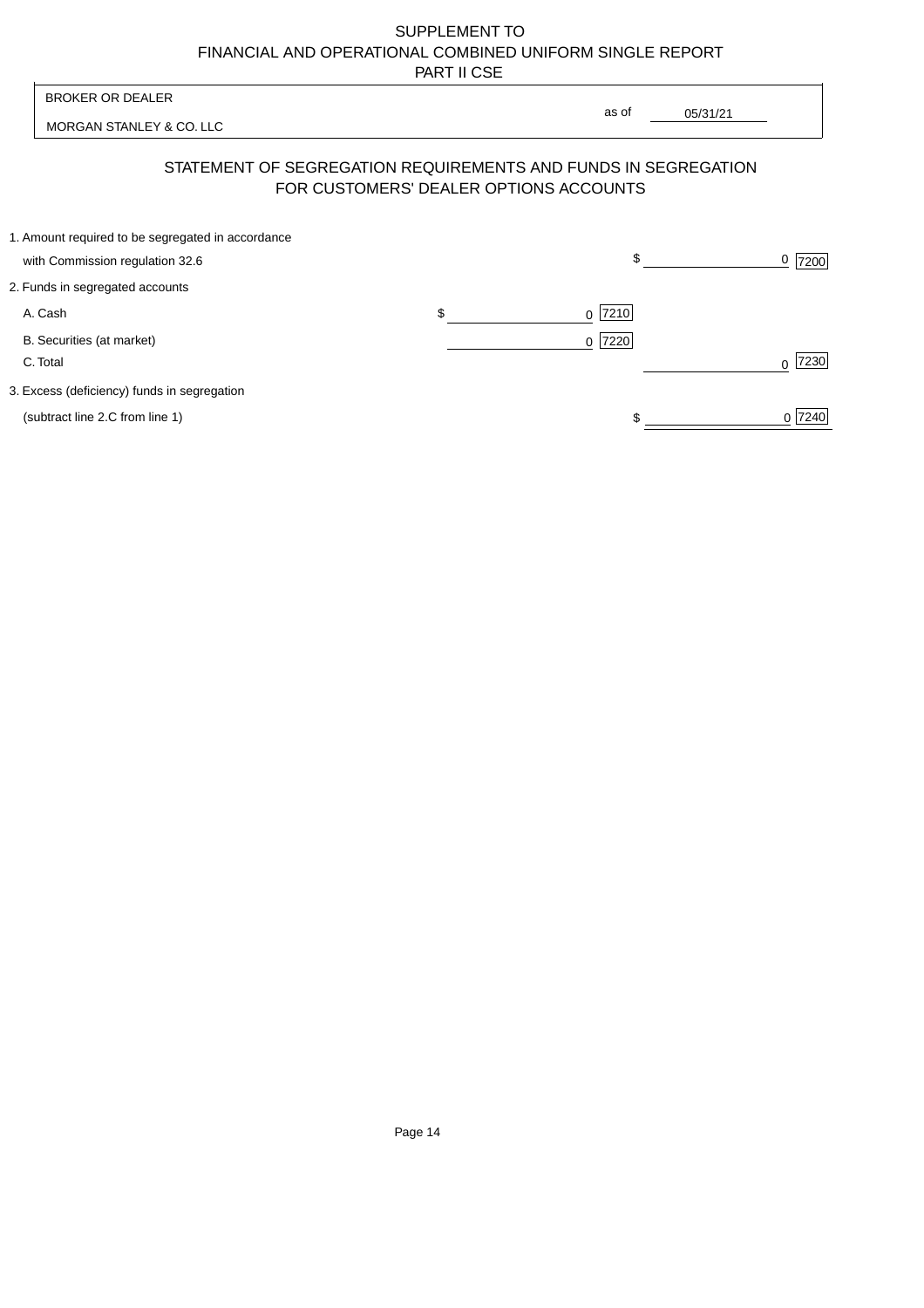SUPPLEMENT TO
FINANCIAL AND OPERATIONAL COMBINED UNIFORM SINGLE REPORT
PART II CSE

| BROKER OR DEALER | |
|---|---|
| MORGAN STANLEY & CO. LLC | as of 05/31/21 |

## STATEMENT OF SEGREGATION REQUIREMENTS AND FUNDS IN SEGREGATION FOR CUSTOMERS' DEALER OPTIONS ACCOUNTS

| | | |
|---|---|---|
| 1. Amount required to be segregated in accordance with Commission regulation 32.6 | | $ 0 [7200] |
| 2. Funds in segregated accounts | | |
| A. Cash | $ 0 [7210] | |
| B. Securities (at market) | 0 [7220] | |
| C. Total | | 0 [7230] |
| 3. Excess (deficiency) funds in segregation (subtract line 2.C from line 1) | | $ 0 [7240] |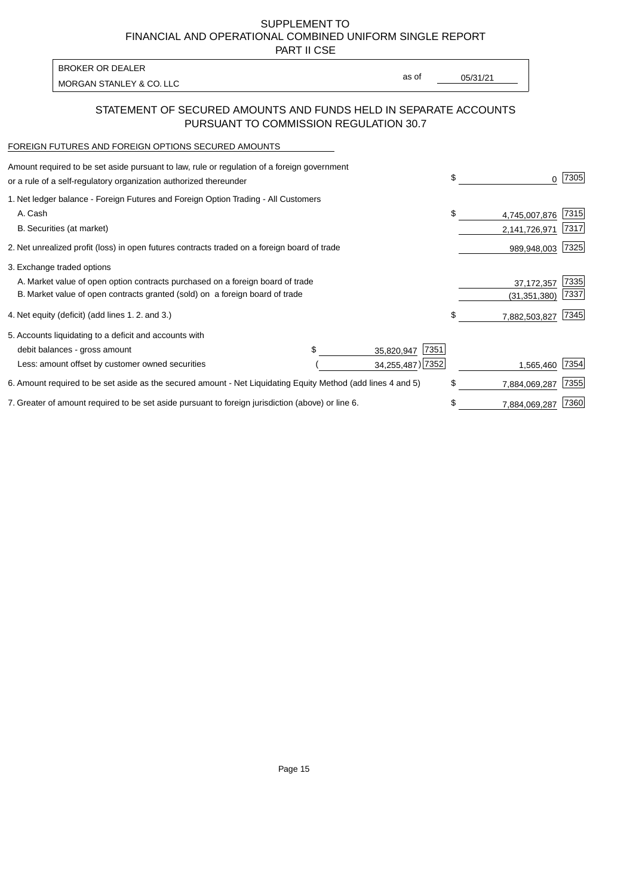SUPPLEMENT TO
FINANCIAL AND OPERATIONAL COMBINED UNIFORM SINGLE REPORT
PART II CSE

BROKER OR DEALER
MORGAN STANLEY & CO. LLC

as of 05/31/21

## STATEMENT OF SECURED AMOUNTS AND FUNDS HELD IN SEPARATE ACCOUNTS PURSUANT TO COMMISSION REGULATION 30.7

FOREIGN FUTURES AND FOREIGN OPTIONS SECURED AMOUNTS

| Description | | | Amount | Code |
|---|---|---|---|---|
| Amount required to be set aside pursuant to law, rule or regulation of a foreign government or a rule of a self-regulatory organization authorized thereunder | | | $ 0 | 7305 |
| 1. Net ledger balance - Foreign Futures and Foreign Option Trading - All Customers | | | | |
| A. Cash | | | $ 4,745,007,876 | 7315 |
| B. Securities (at market) | | | 2,141,726,971 | 7317 |
| 2. Net unrealized profit (loss) in open futures contracts traded on a foreign board of trade | | | 989,948,003 | 7325 |
| 3. Exchange traded options | | | | |
| A. Market value of open option contracts purchased on a foreign board of trade | | | 37,172,357 | 7335 |
| B. Market value of open contracts granted (sold) on a foreign board of trade | | | (31,351,380) | 7337 |
| 4. Net equity (deficit) (add lines 1. 2. and 3.) | | | $ 7,882,503,827 | 7345 |
| 5. Accounts liquidating to a deficit and accounts with | | | | |
| debit balances - gross amount | $ 35,820,947 | 7351 | | |
| Less: amount offset by customer owned securities | (34,255,487) | 7352 | 1,565,460 | 7354 |
| 6. Amount required to be set aside as the secured amount - Net Liquidating Equity Method (add lines 4 and 5) | | | $ 7,884,069,287 | 7355 |
| 7. Greater of amount required to be set aside pursuant to foreign jurisdiction (above) or line 6. | | | $ 7,884,069,287 | 7360 |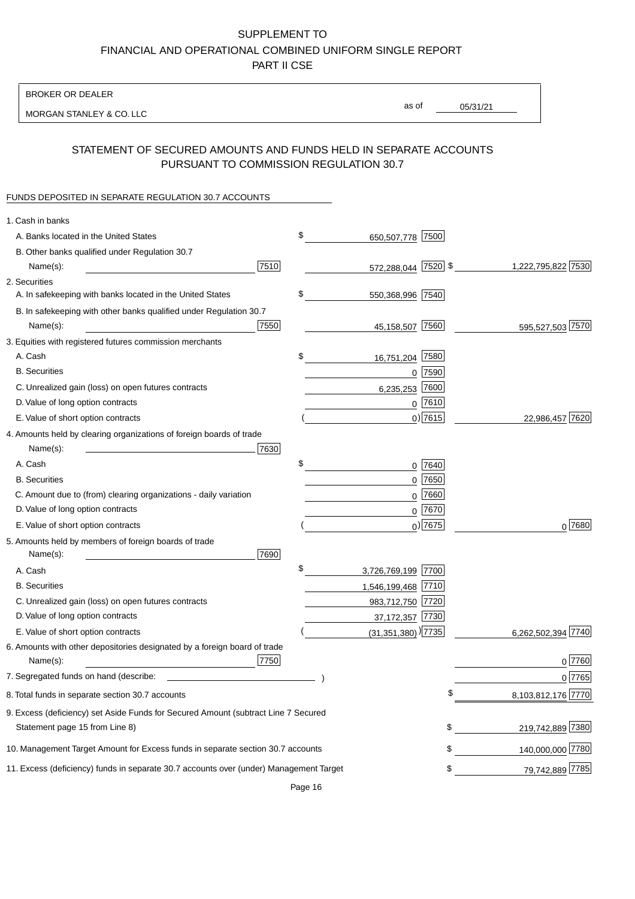SUPPLEMENT TO
FINANCIAL AND OPERATIONAL COMBINED UNIFORM SINGLE REPORT
PART II CSE

BROKER OR DEALER

MORGAN STANLEY & CO. LLC

as of 05/31/21

## STATEMENT OF SECURED AMOUNTS AND FUNDS HELD IN SEPARATE ACCOUNTS PURSUANT TO COMMISSION REGULATION 30.7

FUNDS DEPOSITED IN SEPARATE REGULATION 30.7 ACCOUNTS

| | | | |
|---|---|---|---|
| 1. Cash in banks | | | |
| A. Banks located in the United States | | $ 650,507,778 [7500] | |
| B. Other banks qualified under Regulation 30.7 Name(s): | [7510] | 572,288,044 [7520] | $ 1,222,795,822 [7530] |
| 2. Securities | | | |
| A. In safekeeping with banks located in the United States | | $ 550,368,996 [7540] | |
| B. In safekeeping with other banks qualified under Regulation 30.7 Name(s): | [7550] | 45,158,507 [7560] | 595,527,503 [7570] |
| 3. Equities with registered futures commission merchants | | | |
| A. Cash | | $ 16,751,204 [7580] | |
| B. Securities | | 0 [7590] | |
| C. Unrealized gain (loss) on open futures contracts | | 6,235,253 [7600] | |
| D. Value of long option contracts | | 0 [7610] | |
| E. Value of short option contracts | | ( 0) [7615] | 22,986,457 [7620] |
| 4. Amounts held by clearing organizations of foreign boards of trade Name(s): | [7630] | | |
| A. Cash | | $ 0 [7640] | |
| B. Securities | | 0 [7650] | |
| C. Amount due to (from) clearing organizations - daily variation | | 0 [7660] | |
| D. Value of long option contracts | | 0 [7670] | |
| E. Value of short option contracts | | ( 0) [7675] | 0 [7680] |
| 5. Amounts held by members of foreign boards of trade Name(s): | [7690] | | |
| A. Cash | | $ 3,726,769,199 [7700] | |
| B. Securities | | 1,546,199,468 [7710] | |
| C. Unrealized gain (loss) on open futures contracts | | 983,712,750 [7720] | |
| D. Value of long option contracts | | 37,172,357 [7730] | |
| E. Value of short option contracts | | ( (31,351,380) ) [7735] | 6,262,502,394 [7740] |
| 6. Amounts with other depositories designated by a foreign board of trade Name(s): | [7750] | | 0 [7760] |
| 7. Segregated funds on hand (describe: ) | | | 0 [7765] |
| 8. Total funds in separate section 30.7 accounts | | | $ 8,103,812,176 [7770] |
| 9. Excess (deficiency) set Aside Funds for Secured Amount (subtract Line 7 Secured Statement page 15 from Line 8) | | | $ 219,742,889 [7380] |
| 10. Management Target Amount for Excess funds in separate section 30.7 accounts | | | $ 140,000,000 [7780] |
| 11. Excess (deficiency) funds in separate 30.7 accounts over (under) Management Target | | | $ 79,742,889 [7785] |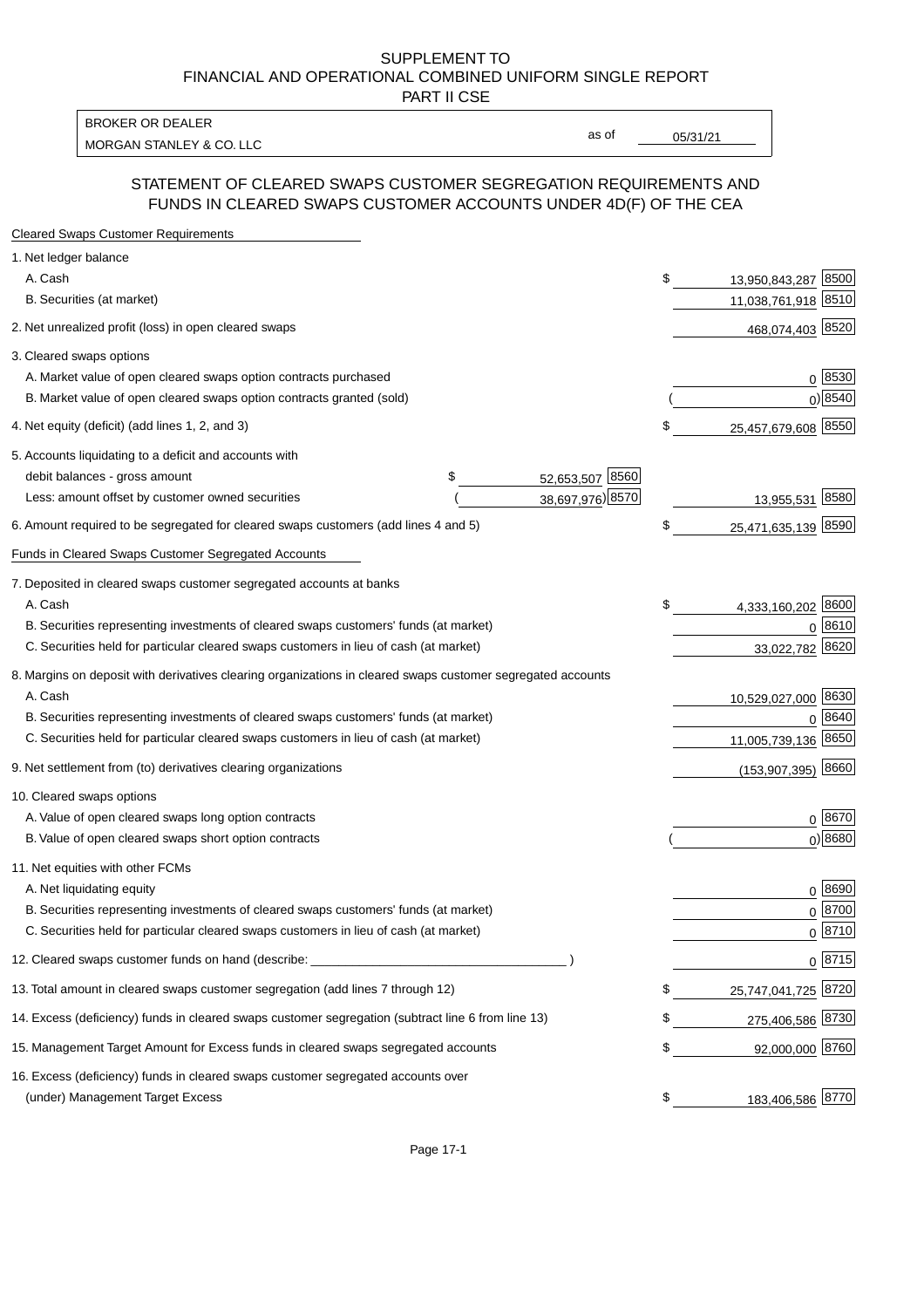SUPPLEMENT TO
FINANCIAL AND OPERATIONAL COMBINED UNIFORM SINGLE REPORT
PART II CSE

| BROKER OR DEALER | | |
|---|---|---|
| MORGAN STANLEY & CO. LLC | as of | 05/31/21 |

## STATEMENT OF CLEARED SWAPS CUSTOMER SEGREGATION REQUIREMENTS AND FUNDS IN CLEARED SWAPS CUSTOMER ACCOUNTS UNDER 4D(F) OF THE CEA

| | | | | |
|---|---|---|---|---|
| **Cleared Swaps Customer Requirements** | | | | |
| 1. Net ledger balance | | | | |
| A. Cash | | | $ 13,950,843,287 | 8500 |
| B. Securities (at market) | | | 11,038,761,918 | 8510 |
| 2. Net unrealized profit (loss) in open cleared swaps | | | 468,074,403 | 8520 |
| 3. Cleared swaps options | | | | |
| A. Market value of open cleared swaps option contracts purchased | | | 0 | 8530 |
| B. Market value of open cleared swaps option contracts granted (sold) | | | ( 0) | 8540 |
| 4. Net equity (deficit) (add lines 1, 2, and 3) | | | $ 25,457,679,608 | 8550 |
| 5. Accounts liquidating to a deficit and accounts with | | | | |
| debit balances - gross amount | $ 52,653,507 | 8560 | | |
| Less: amount offset by customer owned securities | ( 38,697,976) | 8570 | 13,955,531 | 8580 |
| 6. Amount required to be segregated for cleared swaps customers (add lines 4 and 5) | | | $ 25,471,635,139 | 8590 |
| **Funds in Cleared Swaps Customer Segregated Accounts** | | | | |
| 7. Deposited in cleared swaps customer segregated accounts at banks | | | | |
| A. Cash | | | $ 4,333,160,202 | 8600 |
| B. Securities representing investments of cleared swaps customers' funds (at market) | | | 0 | 8610 |
| C. Securities held for particular cleared swaps customers in lieu of cash (at market) | | | 33,022,782 | 8620 |
| 8. Margins on deposit with derivatives clearing organizations in cleared swaps customer segregated accounts | | | | |
| A. Cash | | | 10,529,027,000 | 8630 |
| B. Securities representing investments of cleared swaps customers' funds (at market) | | | 0 | 8640 |
| C. Securities held for particular cleared swaps customers in lieu of cash (at market) | | | 11,005,739,136 | 8650 |
| 9. Net settlement from (to) derivatives clearing organizations | | | (153,907,395) | 8660 |
| 10. Cleared swaps options | | | | |
| A. Value of open cleared swaps long option contracts | | | 0 | 8670 |
| B. Value of open cleared swaps short option contracts | | | ( 0) | 8680 |
| 11. Net equities with other FCMs | | | | |
| A. Net liquidating equity | | | 0 | 8690 |
| B. Securities representing investments of cleared swaps customers' funds (at market) | | | 0 | 8700 |
| C. Securities held for particular cleared swaps customers in lieu of cash (at market) | | | 0 | 8710 |
| 12. Cleared swaps customer funds on hand (describe: ___ ) | | | 0 | 8715 |
| 13. Total amount in cleared swaps customer segregation (add lines 7 through 12) | | | $ 25,747,041,725 | 8720 |
| 14. Excess (deficiency) funds in cleared swaps customer segregation (subtract line 6 from line 13) | | | $ 275,406,586 | 8730 |
| 15. Management Target Amount for Excess funds in cleared swaps segregated accounts | | | $ 92,000,000 | 8760 |
| 16. Excess (deficiency) funds in cleared swaps customer segregated accounts over (under) Management Target Excess | | | $ 183,406,586 | 8770 |